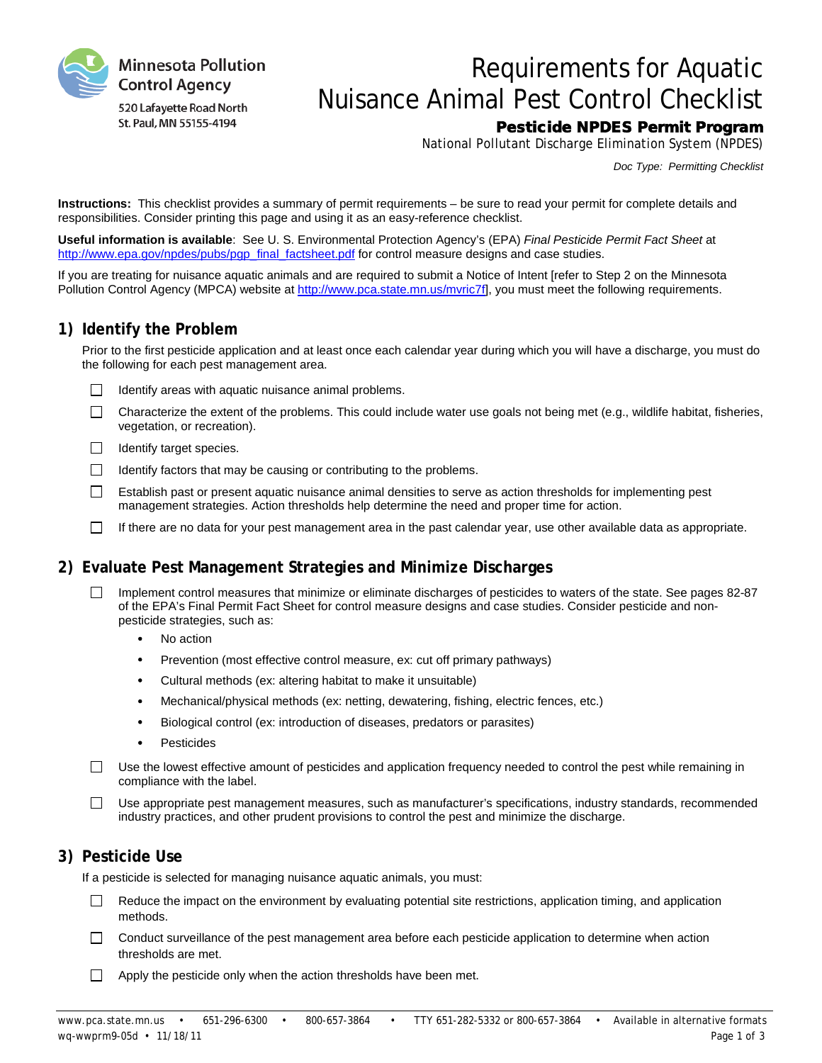Minnesota Pollution Control Agency

520 Lafayette Road North
St. Paul, MN 55155-4194

# Requirements for Aquatic Nuisance Animal Pest Control Checklist

**Pesticide NPDES Permit Program**

National Pollutant Discharge Elimination System (NPDES)

*Doc Type: Permitting Checklist*

**Instructions:** This checklist provides a summary of permit requirements – be sure to read your permit for complete details and responsibilities. Consider printing this page and using it as an easy-reference checklist.

**Useful information is available**: See U. S. Environmental Protection Agency's (EPA) *Final Pesticide Permit Fact Sheet* at http://www.epa.gov/npdes/pubs/pgp_final_factsheet.pdf for control measure designs and case studies.

If you are treating for nuisance aquatic animals and are required to submit a Notice of Intent [refer to Step 2 on the Minnesota Pollution Control Agency (MPCA) website at http://www.pca.state.mn.us/mvric7f], you must meet the following requirements.

## 1) Identify the Problem

Prior to the first pesticide application and at least once each calendar year during which you will have a discharge, you must do the following for each pest management area.

- [ ] Identify areas with aquatic nuisance animal problems.
- [ ] Characterize the extent of the problems. This could include water use goals not being met (e.g., wildlife habitat, fisheries, vegetation, or recreation).
- [ ] Identify target species.
- [ ] Identify factors that may be causing or contributing to the problems.
- [ ] Establish past or present aquatic nuisance animal densities to serve as action thresholds for implementing pest management strategies. Action thresholds help determine the need and proper time for action.
- [ ] If there are no data for your pest management area in the past calendar year, use other available data as appropriate.

## 2) Evaluate Pest Management Strategies and Minimize Discharges

- [ ] Implement control measures that minimize or eliminate discharges of pesticides to waters of the state. See pages 82-87 of the EPA's Final Permit Fact Sheet for control measure designs and case studies. Consider pesticide and non-pesticide strategies, such as:
  - No action
  - Prevention (most effective control measure, ex: cut off primary pathways)
  - Cultural methods (ex: altering habitat to make it unsuitable)
  - Mechanical/physical methods (ex: netting, dewatering, fishing, electric fences, etc.)
  - Biological control (ex: introduction of diseases, predators or parasites)
  - Pesticides
- [ ] Use the lowest effective amount of pesticides and application frequency needed to control the pest while remaining in compliance with the label.
- [ ] Use appropriate pest management measures, such as manufacturer's specifications, industry standards, recommended industry practices, and other prudent provisions to control the pest and minimize the discharge.

## 3) Pesticide Use

If a pesticide is selected for managing nuisance aquatic animals, you must:

- [ ] Reduce the impact on the environment by evaluating potential site restrictions, application timing, and application methods.
- [ ] Conduct surveillance of the pest management area before each pesticide application to determine when action thresholds are met.
- [ ] Apply the pesticide only when the action thresholds have been met.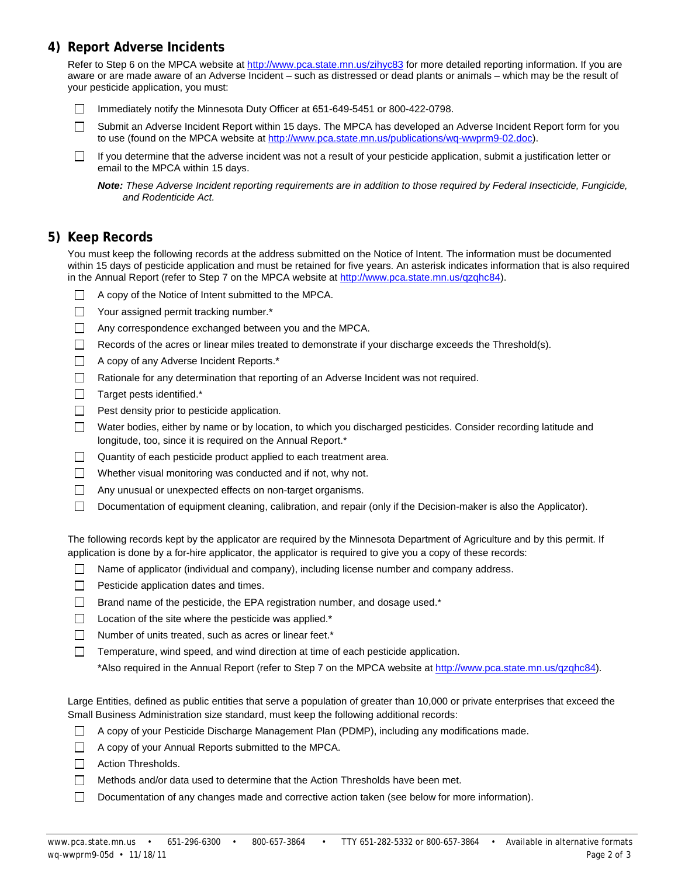## 4) Report Adverse Incidents

Refer to Step 6 on the MPCA website at http://www.pca.state.mn.us/zihyc83 for more detailed reporting information. If you are aware or are made aware of an Adverse Incident – such as distressed or dead plants or animals – which may be the result of your pesticide application, you must:

- ☐ Immediately notify the Minnesota Duty Officer at 651-649-5451 or 800-422-0798.
- ☐ Submit an Adverse Incident Report within 15 days. The MPCA has developed an Adverse Incident Report form for you to use (found on the MPCA website at http://www.pca.state.mn.us/publications/wq-wwprm9-02.doc).
- ☐ If you determine that the adverse incident was not a result of your pesticide application, submit a justification letter or email to the MPCA within 15 days.

***Note:*** *These Adverse Incident reporting requirements are in addition to those required by Federal Insecticide, Fungicide, and Rodenticide Act.*

## 5) Keep Records

You must keep the following records at the address submitted on the Notice of Intent. The information must be documented within 15 days of pesticide application and must be retained for five years. An asterisk indicates information that is also required in the Annual Report (refer to Step 7 on the MPCA website at http://www.pca.state.mn.us/qzqhc84).

- ☐ A copy of the Notice of Intent submitted to the MPCA.
- ☐ Your assigned permit tracking number.*
- ☐ Any correspondence exchanged between you and the MPCA.
- ☐ Records of the acres or linear miles treated to demonstrate if your discharge exceeds the Threshold(s).
- ☐ A copy of any Adverse Incident Reports.*
- ☐ Rationale for any determination that reporting of an Adverse Incident was not required.
- ☐ Target pests identified.*
- ☐ Pest density prior to pesticide application.
- ☐ Water bodies, either by name or by location, to which you discharged pesticides. Consider recording latitude and longitude, too, since it is required on the Annual Report.*
- ☐ Quantity of each pesticide product applied to each treatment area.
- ☐ Whether visual monitoring was conducted and if not, why not.
- ☐ Any unusual or unexpected effects on non-target organisms.
- ☐ Documentation of equipment cleaning, calibration, and repair (only if the Decision-maker is also the Applicator).

The following records kept by the applicator are required by the Minnesota Department of Agriculture and by this permit. If application is done by a for-hire applicator, the applicator is required to give you a copy of these records:

- ☐ Name of applicator (individual and company), including license number and company address.
- ☐ Pesticide application dates and times.
- ☐ Brand name of the pesticide, the EPA registration number, and dosage used.*
- ☐ Location of the site where the pesticide was applied.*
- ☐ Number of units treated, such as acres or linear feet.*
- ☐ Temperature, wind speed, and wind direction at time of each pesticide application.

*Also required in the Annual Report (refer to Step 7 on the MPCA website at http://www.pca.state.mn.us/qzqhc84).

Large Entities, defined as public entities that serve a population of greater than 10,000 or private enterprises that exceed the Small Business Administration size standard, must keep the following additional records:

- ☐ A copy of your Pesticide Discharge Management Plan (PDMP), including any modifications made.
- ☐ A copy of your Annual Reports submitted to the MPCA.
- ☐ Action Thresholds.
- ☐ Methods and/or data used to determine that the Action Thresholds have been met.
- ☐ Documentation of any changes made and corrective action taken (see below for more information).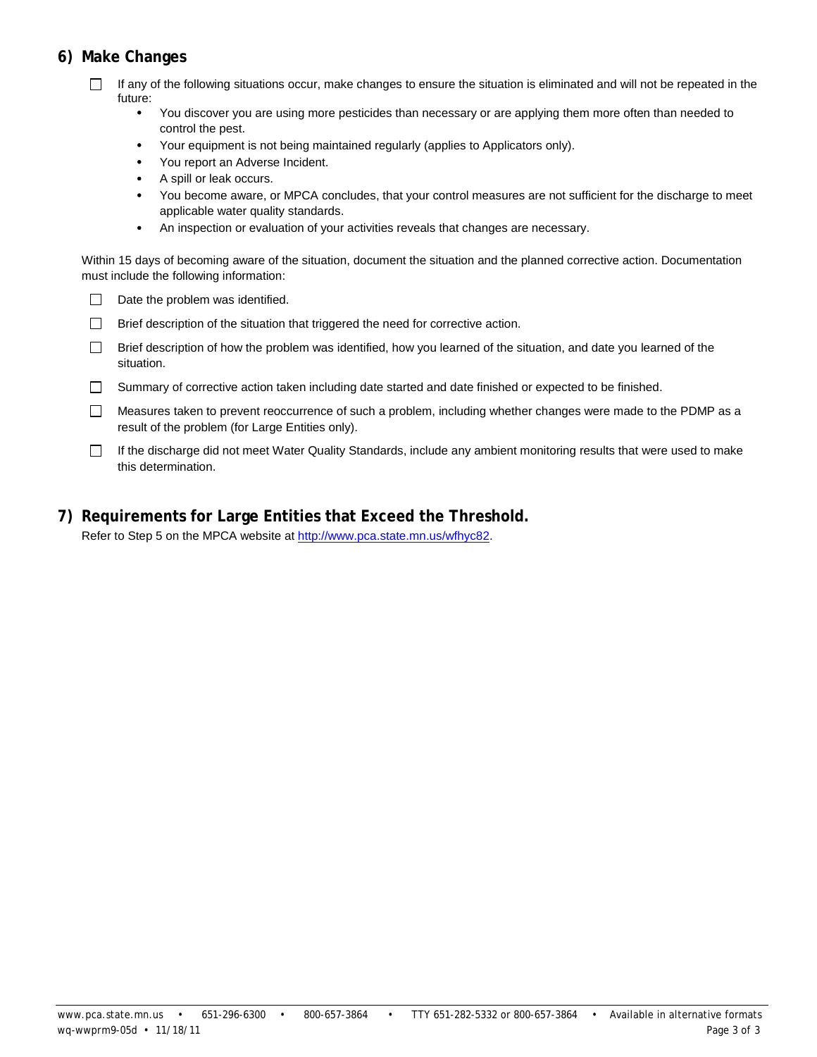## 6) Make Changes

- [ ] If any of the following situations occur, make changes to ensure the situation is eliminated and will not be repeated in the future:
  - You discover you are using more pesticides than necessary or are applying them more often than needed to control the pest.
  - Your equipment is not being maintained regularly (applies to Applicators only).
  - You report an Adverse Incident.
  - A spill or leak occurs.
  - You become aware, or MPCA concludes, that your control measures are not sufficient for the discharge to meet applicable water quality standards.
  - An inspection or evaluation of your activities reveals that changes are necessary.

Within 15 days of becoming aware of the situation, document the situation and the planned corrective action. Documentation must include the following information:

- [ ] Date the problem was identified.
- [ ] Brief description of the situation that triggered the need for corrective action.
- [ ] Brief description of how the problem was identified, how you learned of the situation, and date you learned of the situation.
- [ ] Summary of corrective action taken including date started and date finished or expected to be finished.
- [ ] Measures taken to prevent reoccurrence of such a problem, including whether changes were made to the PDMP as a result of the problem (for Large Entities only).
- [ ] If the discharge did not meet Water Quality Standards, include any ambient monitoring results that were used to make this determination.

## 7) Requirements for Large Entities that Exceed the Threshold.

Refer to Step 5 on the MPCA website at http://www.pca.state.mn.us/wfhyc82.